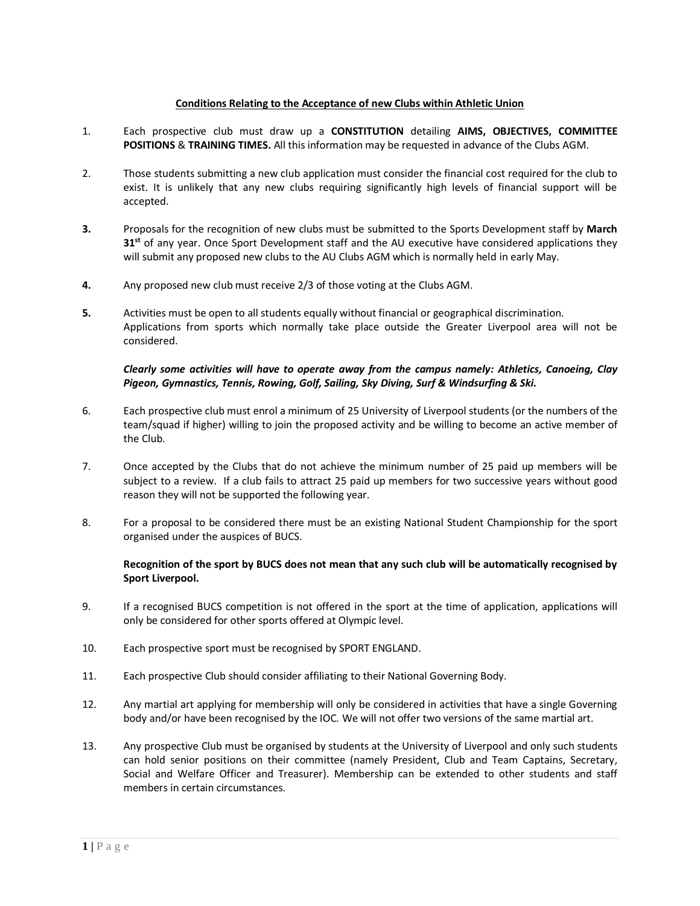## Conditions Relating to the Acceptance of new Clubs within Athletic Union

1. Each prospective club must draw up a **CONSTITUTION** detailing **AIMS, OBJECTIVES, COMMITTEE POSITIONS** & **TRAINING TIMES.** All this information may be requested in advance of the Clubs AGM.

2. Those students submitting a new club application must consider the financial cost required for the club to exist. It is unlikely that any new clubs requiring significantly high levels of financial support will be accepted.

3. Proposals for the recognition of new clubs must be submitted to the Sports Development staff by **March 31st** of any year. Once Sport Development staff and the AU executive have considered applications they will submit any proposed new clubs to the AU Clubs AGM which is normally held in early May.

4. Any proposed new club must receive 2/3 of those voting at the Clubs AGM.

5. Activities must be open to all students equally without financial or geographical discrimination. Applications from sports which normally take place outside the Greater Liverpool area will not be considered.

   ***Clearly some activities will have to operate away from the campus namely: Athletics, Canoeing, Clay Pigeon, Gymnastics, Tennis, Rowing, Golf, Sailing, Sky Diving, Surf & Windsurfing & Ski.***

6. Each prospective club must enrol a minimum of 25 University of Liverpool students (or the numbers of the team/squad if higher) willing to join the proposed activity and be willing to become an active member of the Club.

7. Once accepted by the Clubs that do not achieve the minimum number of 25 paid up members will be subject to a review. If a club fails to attract 25 paid up members for two successive years without good reason they will not be supported the following year.

8. For a proposal to be considered there must be an existing National Student Championship for the sport organised under the auspices of BUCS.

   **Recognition of the sport by BUCS does not mean that any such club will be automatically recognised by Sport Liverpool.**

9. If a recognised BUCS competition is not offered in the sport at the time of application, applications will only be considered for other sports offered at Olympic level.

10. Each prospective sport must be recognised by SPORT ENGLAND.

11. Each prospective Club should consider affiliating to their National Governing Body.

12. Any martial art applying for membership will only be considered in activities that have a single Governing body and/or have been recognised by the IOC. We will not offer two versions of the same martial art.

13. Any prospective Club must be organised by students at the University of Liverpool and only such students can hold senior positions on their committee (namely President, Club and Team Captains, Secretary, Social and Welfare Officer and Treasurer). Membership can be extended to other students and staff members in certain circumstances.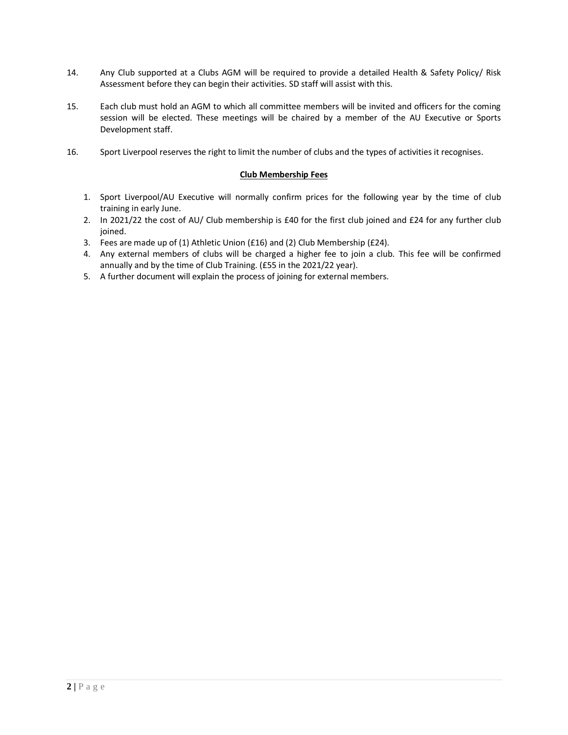14. Any Club supported at a Clubs AGM will be required to provide a detailed Health & Safety Policy/ Risk Assessment before they can begin their activities. SD staff will assist with this.

15. Each club must hold an AGM to which all committee members will be invited and officers for the coming session will be elected. These meetings will be chaired by a member of the AU Executive or Sports Development staff.

16. Sport Liverpool reserves the right to limit the number of clubs and the types of activities it recognises.

## <u>Club Membership Fees</u>

1. Sport Liverpool/AU Executive will normally confirm prices for the following year by the time of club training in early June.
2. In 2021/22 the cost of AU/ Club membership is £40 for the first club joined and £24 for any further club joined.
3. Fees are made up of (1) Athletic Union (£16) and (2) Club Membership (£24).
4. Any external members of clubs will be charged a higher fee to join a club. This fee will be confirmed annually and by the time of Club Training. (£55 in the 2021/22 year).
5. A further document will explain the process of joining for external members.